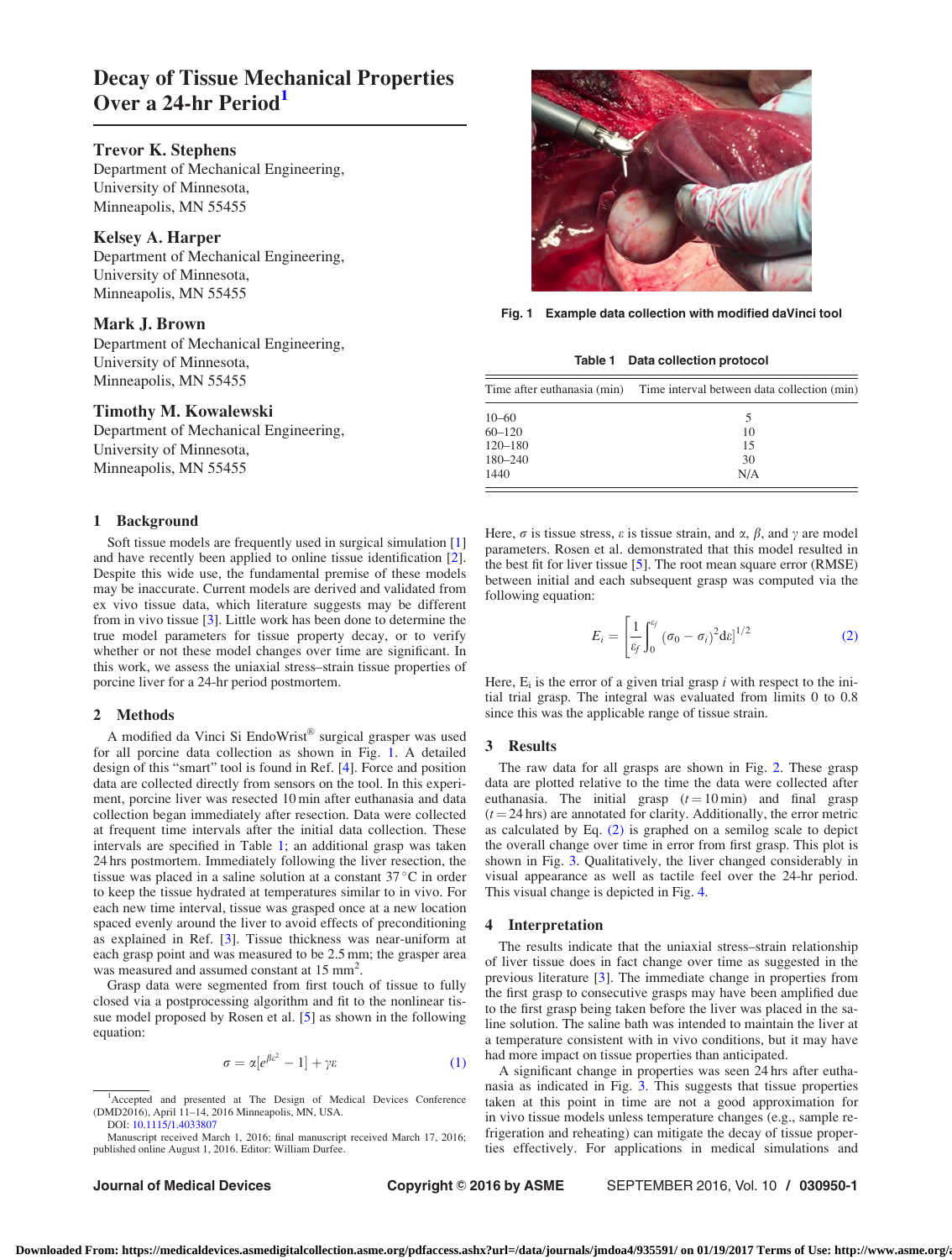# Decay of Tissue Mechanical Properties Over a 24-hr Period[1]

**Trevor K. Stephens**
Department of Mechanical Engineering,
University of Minnesota,
Minneapolis, MN 55455

**Kelsey A. Harper**
Department of Mechanical Engineering,
University of Minnesota,
Minneapolis, MN 55455

**Mark J. Brown**
Department of Mechanical Engineering,
University of Minnesota,
Minneapolis, MN 55455

**Timothy M. Kowalewski**
Department of Mechanical Engineering,
University of Minnesota,
Minneapolis, MN 55455

## 1 Background

Soft tissue models are frequently used in surgical simulation [1] and have recently been applied to online tissue identification [2]. Despite this wide use, the fundamental premise of these models may be inaccurate. Current models are derived and validated from ex vivo tissue data, which literature suggests may be different from in vivo tissue [3]. Little work has been done to determine the true model parameters for tissue property decay, or to verify whether or not these model changes over time are significant. In this work, we assess the uniaxial stress–strain tissue properties of porcine liver for a 24-hr period postmortem.

## 2 Methods

A modified da Vinci Si EndoWrist® surgical grasper was used for all porcine data collection as shown in Fig. 1. A detailed design of this "smart" tool is found in Ref. [4]. Force and position data are collected directly from sensors on the tool. In this experiment, porcine liver was resected 10 min after euthanasia and data collection began immediately after resection. Data were collected at frequent time intervals after the initial data collection. These intervals are specified in Table 1; an additional grasp was taken 24 hrs postmortem. Immediately following the liver resection, the tissue was placed in a saline solution at a constant 37 °C in order to keep the tissue hydrated at temperatures similar to in vivo. For each new time interval, tissue was grasped once at a new location spaced evenly around the liver to avoid effects of preconditioning as explained in Ref. [3]. Tissue thickness was near-uniform at each grasp point and was measured to be 2.5 mm; the grasper area was measured and assumed constant at 15 mm$^2$.

Grasp data were segmented from first touch of tissue to fully closed via a postprocessing algorithm and fit to the nonlinear tissue model proposed by Rosen et al. [5] as shown in the following equation:

$$\sigma = \alpha[e^{\beta\varepsilon^2} - 1] + \gamma\varepsilon \quad (1)$$

Fig. 1 Example data collection with modified daVinci tool

Table 1 Data collection protocol

| Time after euthanasia (min) | Time interval between data collection (min) |
|---|---|
| 10–60 | 5 |
| 60–120 | 10 |
| 120–180 | 15 |
| 180–240 | 30 |
| 1440 | N/A |

Here, $\sigma$ is tissue stress, $\varepsilon$ is tissue strain, and $\alpha$, $\beta$, and $\gamma$ are model parameters. Rosen et al. demonstrated that this model resulted in the best fit for liver tissue [5]. The root mean square error (RMSE) between initial and each subsequent grasp was computed via the following equation:

$$E_i = \left[\frac{1}{\varepsilon_f}\int_0^{\varepsilon_f} (\sigma_0 - \sigma_i)^2 d\varepsilon\right]^{1/2} \quad (2)$$

Here, $E_i$ is the error of a given trial grasp $i$ with respect to the initial trial grasp. The integral was evaluated from limits 0 to 0.8 since this was the applicable range of tissue strain.

## 3 Results

The raw data for all grasps are shown in Fig. 2. These grasp data are plotted relative to the time the data were collected after euthanasia. The initial grasp ($t = 10$ min) and final grasp ($t = 24$ hrs) are annotated for clarity. Additionally, the error metric as calculated by Eq. (2) is graphed on a semilog scale to depict the overall change over time in error from first grasp. This plot is shown in Fig. 3. Qualitatively, the liver changed considerably in visual appearance as well as tactile feel over the 24-hr period. This visual change is depicted in Fig. 4.

## 4 Interpretation

The results indicate that the uniaxial stress–strain relationship of liver tissue does in fact change over time as suggested in the previous literature [3]. The immediate change in properties from the first grasp to consecutive grasps may have been amplified due to the first grasp being taken before the liver was placed in the saline solution. The saline bath was intended to maintain the liver at a temperature consistent with in vivo conditions, but it may have had more impact on tissue properties than anticipated.

A significant change in properties was seen 24 hrs after euthanasia as indicated in Fig. 3. This suggests that tissue properties taken at this point in time are not a good approximation for in vivo tissue models unless temperature changes (e.g., sample refrigeration and reheating) can mitigate the decay of tissue properties effectively. For applications in medical simulations and

[1]Accepted and presented at The Design of Medical Devices Conference (DMD2016), April 11–14, 2016 Minneapolis, MN, USA.
DOI: 10.1115/1.4033807
Manuscript received March 1, 2016; final manuscript received March 17, 2016; published online August 1, 2016. Editor: William Durfee.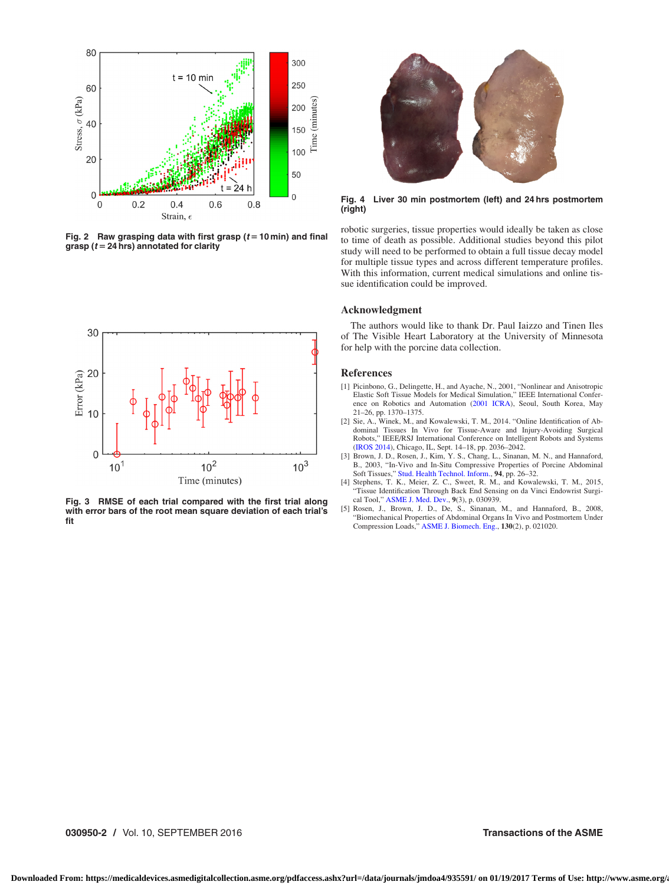80
60
40
20
0
Stress, $\sigma$ (kPa)
0
0.2
0.4
0.6
0.8
Strain, $\epsilon$
t = 10 min
t = 24 h
300
250
200
150
100
50
0
Time (minutes)

**Fig. 2 Raw grasping data with first grasp ($t = 10$ min) and final grasp ($t = 24$ hrs) annotated for clarity**

30
20
10
0
Error (kPa)
$10^1$
$10^2$
$10^3$
Time (minutes)

**Fig. 3 RMSE of each trial compared with the first trial along with error bars of the root mean square deviation of each trial's fit**

**Fig. 4 Liver 30 min postmortem (left) and 24 hrs postmortem (right)**

robotic surgeries, tissue properties would ideally be taken as close to time of death as possible. Additional studies beyond this pilot study will need to be performed to obtain a full tissue decay model for multiple tissue types and across different temperature profiles. With this information, current medical simulations and online tissue identification could be improved.

## Acknowledgment

The authors would like to thank Dr. Paul Iaizzo and Tinen Iles of The Visible Heart Laboratory at the University of Minnesota for help with the porcine data collection.

## References

[1] Picinbono, G., Delingette, H., and Ayache, N., 2001, "Nonlinear and Anisotropic Elastic Soft Tissue Models for Medical Simulation," IEEE International Conference on Robotics and Automation (2001 ICRA), Seoul, South Korea, May 21–26, pp. 1370–1375.

[2] Sie, A., Winek, M., and Kowalewski, T. M., 2014. "Online Identification of Abdominal Tissues In Vivo for Tissue-Aware and Injury-Avoiding Surgical Robots," IEEE/RSJ International Conference on Intelligent Robots and Systems (IROS 2014), Chicago, IL, Sept. 14–18, pp. 2036–2042.

[3] Brown, J. D., Rosen, J., Kim, Y. S., Chang, L., Sinanan, M. N., and Hannaford, B., 2003, "In-Vivo and In-Situ Compressive Properties of Porcine Abdominal Soft Tissues," Stud. Health Technol. Inform., **94**, pp. 26–32.

[4] Stephens, T. K., Meier, Z. C., Sweet, R. M., and Kowalewski, T. M., 2015, "Tissue Identification Through Back End Sensing on da Vinci Endowrist Surgical Tool," ASME J. Med. Dev., **9**(3), p. 030939.

[5] Rosen, J., Brown, J. D., De, S., Sinanan, M., and Hannaford, B., 2008, "Biomechanical Properties of Abdominal Organs In Vivo and Postmortem Under Compression Loads," ASME J. Biomech. Eng., **130**(2), p. 021020.